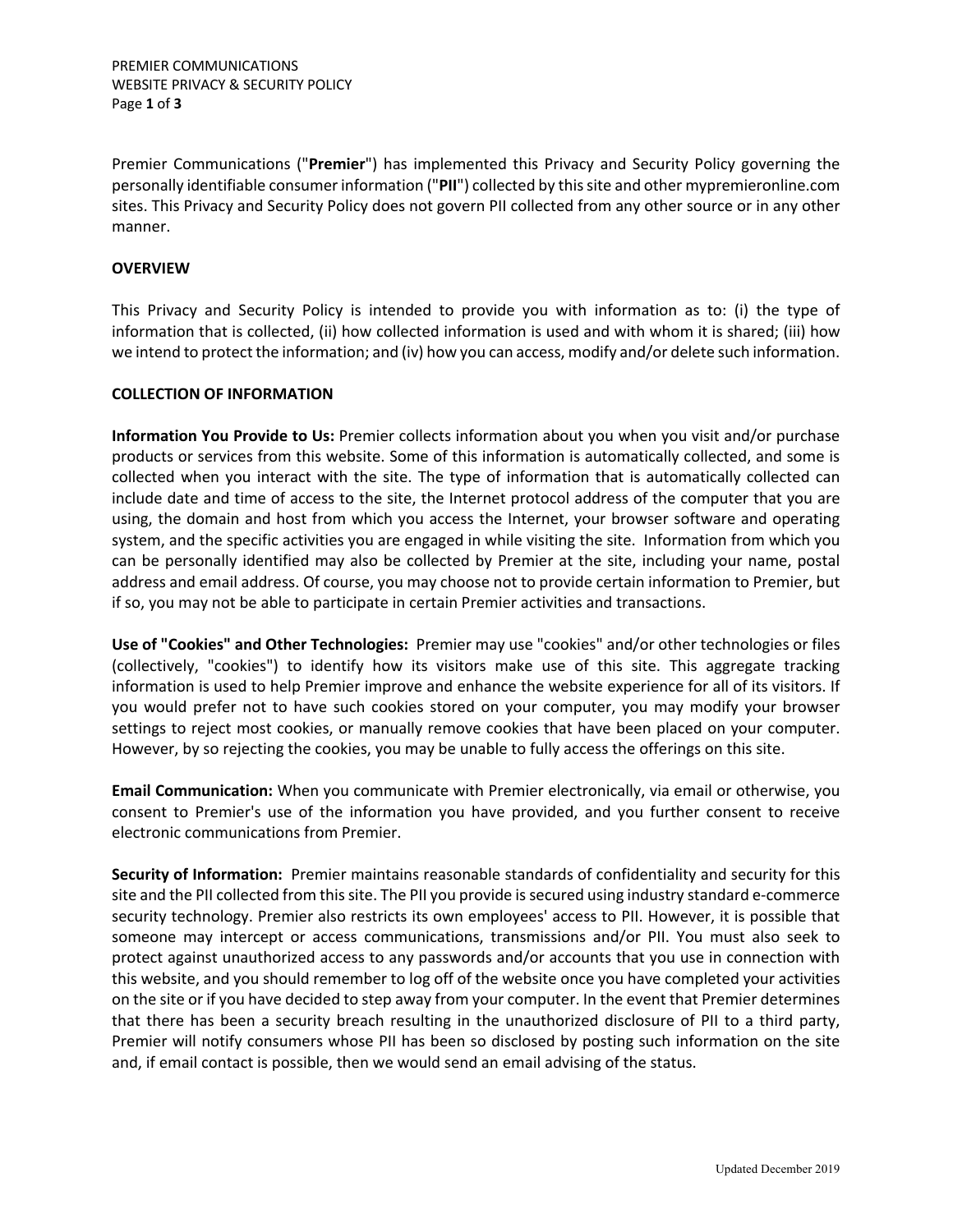Premier Communications ("**Premier**") has implemented this Privacy and Security Policy governing the personally identifiable consumer information ("**PII**") collected by this site and other mypremieronline.com sites. This Privacy and Security Policy does not govern PII collected from any other source or in any other manner.

## OVERVIEW

This Privacy and Security Policy is intended to provide you with information as to: (i) the type of information that is collected, (ii) how collected information is used and with whom it is shared; (iii) how we intend to protect the information; and (iv) how you can access, modify and/or delete such information.

## COLLECTION OF INFORMATION

**Information You Provide to Us:** Premier collects information about you when you visit and/or purchase products or services from this website. Some of this information is automatically collected, and some is collected when you interact with the site. The type of information that is automatically collected can include date and time of access to the site, the Internet protocol address of the computer that you are using, the domain and host from which you access the Internet, your browser software and operating system, and the specific activities you are engaged in while visiting the site. Information from which you can be personally identified may also be collected by Premier at the site, including your name, postal address and email address. Of course, you may choose not to provide certain information to Premier, but if so, you may not be able to participate in certain Premier activities and transactions.

**Use of "Cookies" and Other Technologies:** Premier may use "cookies" and/or other technologies or files (collectively, "cookies") to identify how its visitors make use of this site. This aggregate tracking information is used to help Premier improve and enhance the website experience for all of its visitors. If you would prefer not to have such cookies stored on your computer, you may modify your browser settings to reject most cookies, or manually remove cookies that have been placed on your computer. However, by so rejecting the cookies, you may be unable to fully access the offerings on this site.

**Email Communication:** When you communicate with Premier electronically, via email or otherwise, you consent to Premier's use of the information you have provided, and you further consent to receive electronic communications from Premier.

**Security of Information:** Premier maintains reasonable standards of confidentiality and security for this site and the PII collected from this site. The PII you provide is secured using industry standard e-commerce security technology. Premier also restricts its own employees' access to PII. However, it is possible that someone may intercept or access communications, transmissions and/or PII. You must also seek to protect against unauthorized access to any passwords and/or accounts that you use in connection with this website, and you should remember to log off of the website once you have completed your activities on the site or if you have decided to step away from your computer. In the event that Premier determines that there has been a security breach resulting in the unauthorized disclosure of PII to a third party, Premier will notify consumers whose PII has been so disclosed by posting such information on the site and, if email contact is possible, then we would send an email advising of the status.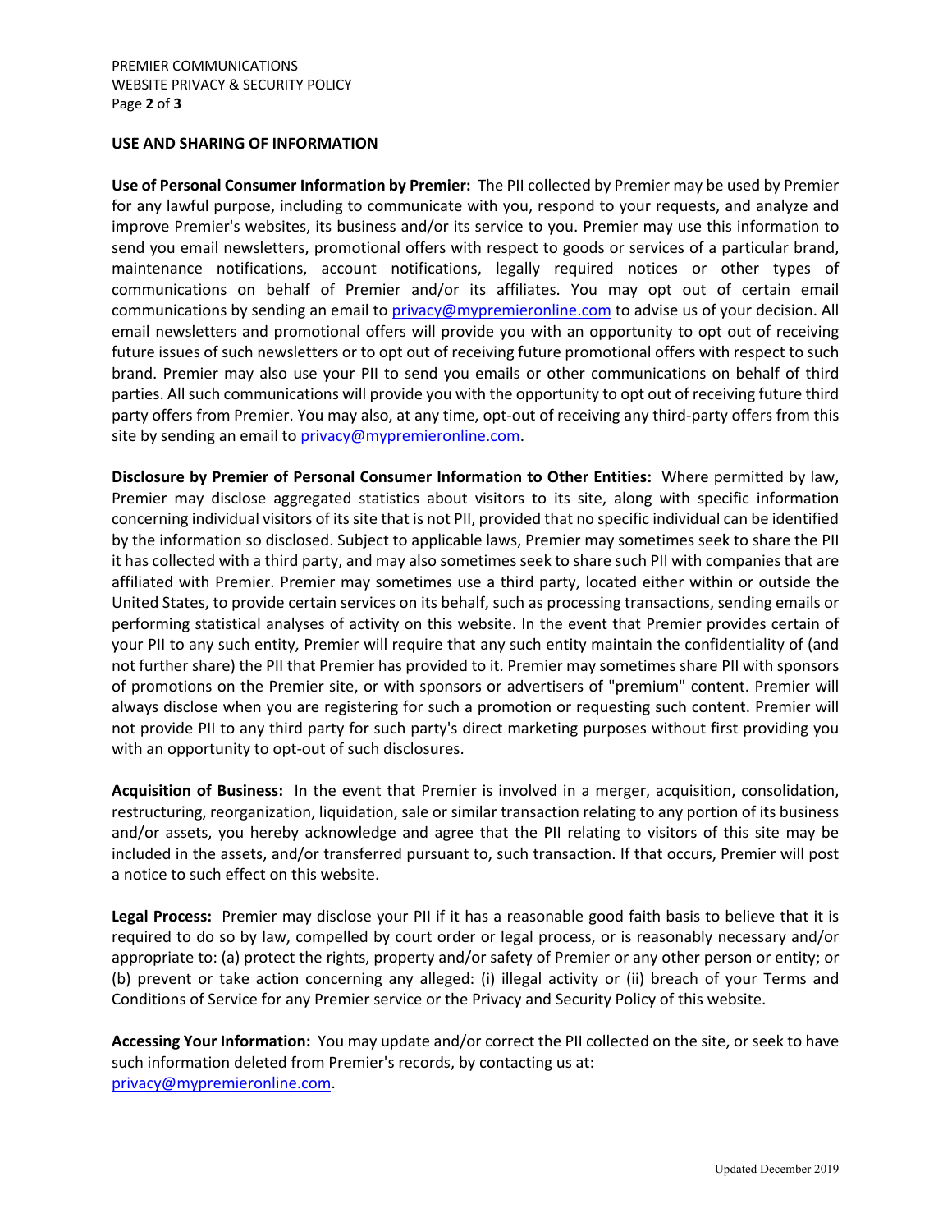## USE AND SHARING OF INFORMATION

**Use of Personal Consumer Information by Premier:** The PII collected by Premier may be used by Premier for any lawful purpose, including to communicate with you, respond to your requests, and analyze and improve Premier's websites, its business and/or its service to you. Premier may use this information to send you email newsletters, promotional offers with respect to goods or services of a particular brand, maintenance notifications, account notifications, legally required notices or other types of communications on behalf of Premier and/or its affiliates. You may opt out of certain email communications by sending an email to privacy@mypremieronline.com to advise us of your decision. All email newsletters and promotional offers will provide you with an opportunity to opt out of receiving future issues of such newsletters or to opt out of receiving future promotional offers with respect to such brand. Premier may also use your PII to send you emails or other communications on behalf of third parties. All such communications will provide you with the opportunity to opt out of receiving future third party offers from Premier. You may also, at any time, opt-out of receiving any third-party offers from this site by sending an email to privacy@mypremieronline.com.

**Disclosure by Premier of Personal Consumer Information to Other Entities:** Where permitted by law, Premier may disclose aggregated statistics about visitors to its site, along with specific information concerning individual visitors of its site that is not PII, provided that no specific individual can be identified by the information so disclosed. Subject to applicable laws, Premier may sometimes seek to share the PII it has collected with a third party, and may also sometimes seek to share such PII with companies that are affiliated with Premier. Premier may sometimes use a third party, located either within or outside the United States, to provide certain services on its behalf, such as processing transactions, sending emails or performing statistical analyses of activity on this website. In the event that Premier provides certain of your PII to any such entity, Premier will require that any such entity maintain the confidentiality of (and not further share) the PII that Premier has provided to it. Premier may sometimes share PII with sponsors of promotions on the Premier site, or with sponsors or advertisers of "premium" content. Premier will always disclose when you are registering for such a promotion or requesting such content. Premier will not provide PII to any third party for such party's direct marketing purposes without first providing you with an opportunity to opt-out of such disclosures.

**Acquisition of Business:** In the event that Premier is involved in a merger, acquisition, consolidation, restructuring, reorganization, liquidation, sale or similar transaction relating to any portion of its business and/or assets, you hereby acknowledge and agree that the PII relating to visitors of this site may be included in the assets, and/or transferred pursuant to, such transaction. If that occurs, Premier will post a notice to such effect on this website.

**Legal Process:** Premier may disclose your PII if it has a reasonable good faith basis to believe that it is required to do so by law, compelled by court order or legal process, or is reasonably necessary and/or appropriate to: (a) protect the rights, property and/or safety of Premier or any other person or entity; or (b) prevent or take action concerning any alleged: (i) illegal activity or (ii) breach of your Terms and Conditions of Service for any Premier service or the Privacy and Security Policy of this website.

**Accessing Your Information:** You may update and/or correct the PII collected on the site, or seek to have such information deleted from Premier's records, by contacting us at: privacy@mypremieronline.com.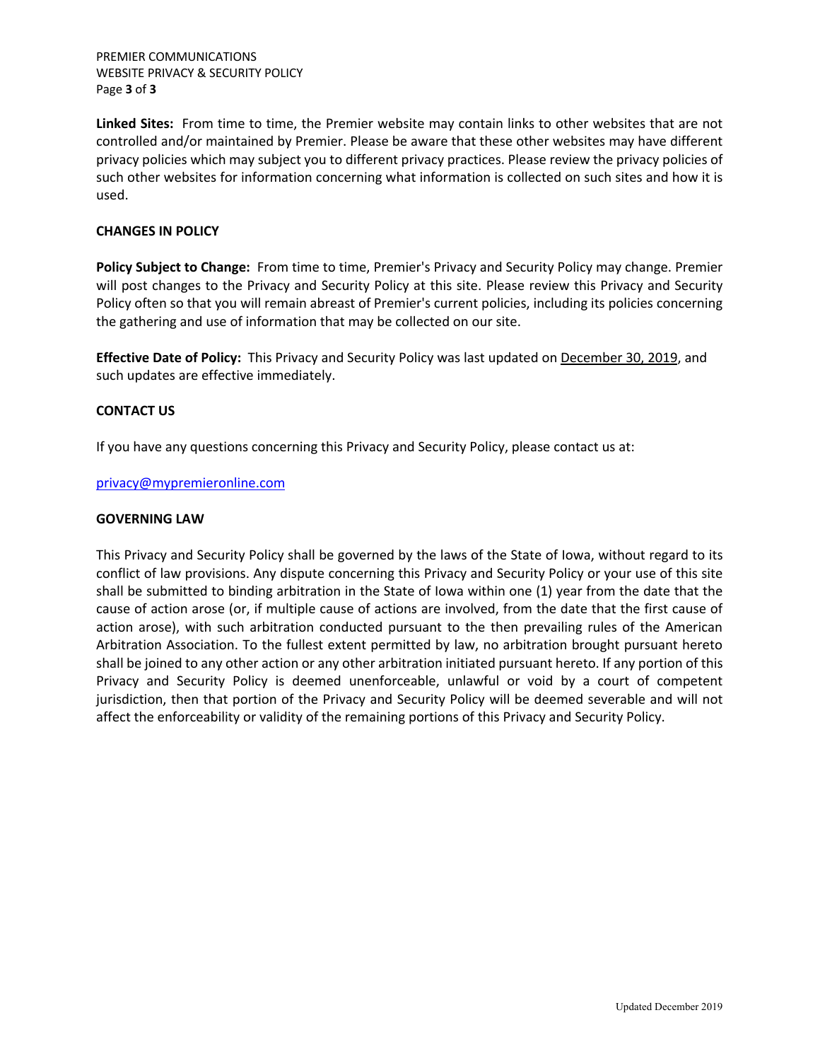**Linked Sites:** From time to time, the Premier website may contain links to other websites that are not controlled and/or maintained by Premier. Please be aware that these other websites may have different privacy policies which may subject you to different privacy practices. Please review the privacy policies of such other websites for information concerning what information is collected on such sites and how it is used.

## CHANGES IN POLICY

**Policy Subject to Change:** From time to time, Premier's Privacy and Security Policy may change. Premier will post changes to the Privacy and Security Policy at this site. Please review this Privacy and Security Policy often so that you will remain abreast of Premier's current policies, including its policies concerning the gathering and use of information that may be collected on our site.

**Effective Date of Policy:** This Privacy and Security Policy was last updated on December 30, 2019, and such updates are effective immediately.

## CONTACT US

If you have any questions concerning this Privacy and Security Policy, please contact us at:

privacy@mypremieronline.com

## GOVERNING LAW

This Privacy and Security Policy shall be governed by the laws of the State of Iowa, without regard to its conflict of law provisions. Any dispute concerning this Privacy and Security Policy or your use of this site shall be submitted to binding arbitration in the State of Iowa within one (1) year from the date that the cause of action arose (or, if multiple cause of actions are involved, from the date that the first cause of action arose), with such arbitration conducted pursuant to the then prevailing rules of the American Arbitration Association. To the fullest extent permitted by law, no arbitration brought pursuant hereto shall be joined to any other action or any other arbitration initiated pursuant hereto. If any portion of this Privacy and Security Policy is deemed unenforceable, unlawful or void by a court of competent jurisdiction, then that portion of the Privacy and Security Policy will be deemed severable and will not affect the enforceability or validity of the remaining portions of this Privacy and Security Policy.